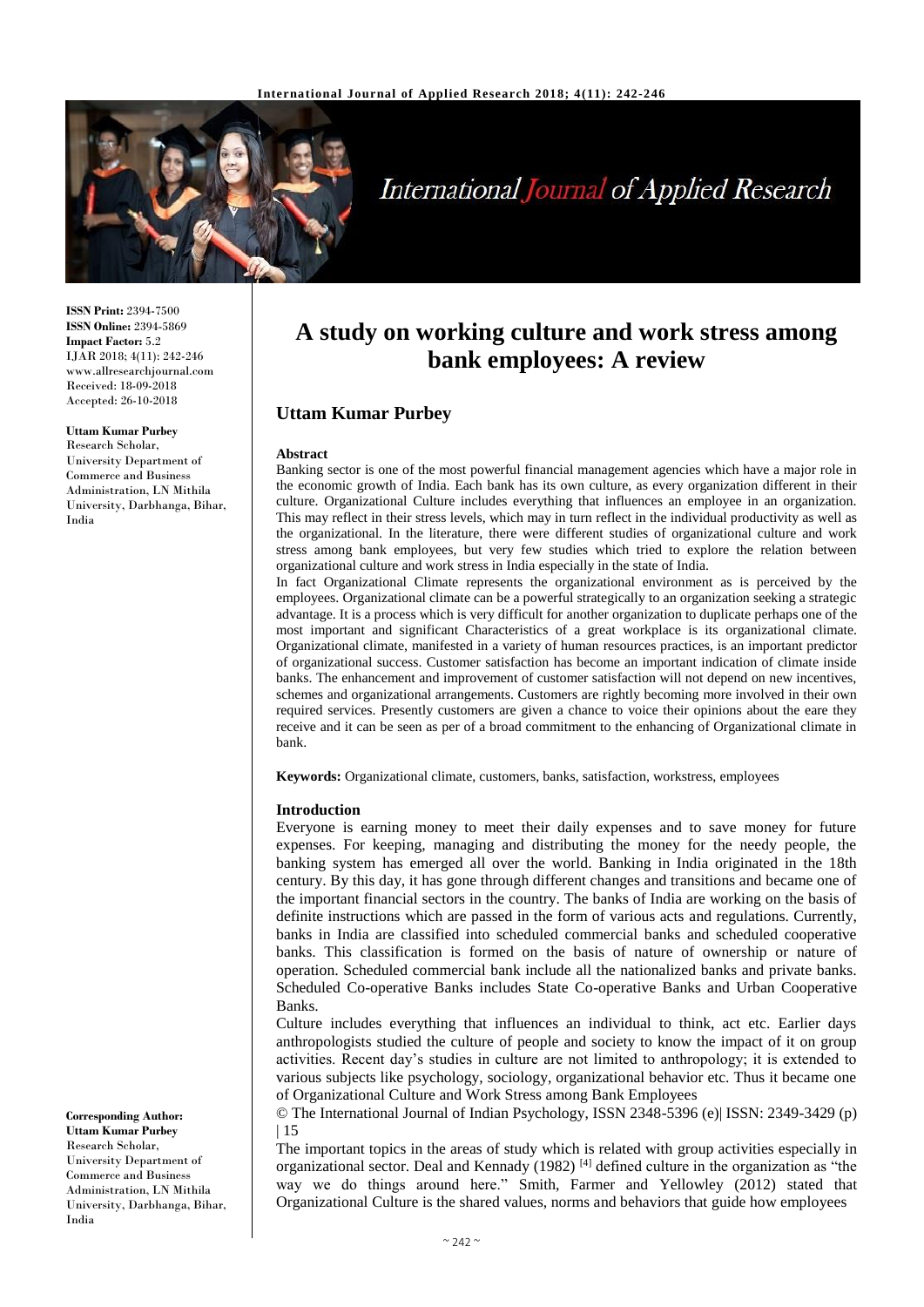# A study on working culture and work stress among bank employees: A review

**Uttam Kumar Purbey**

**ISSN Print:** 2394-7500
**ISSN Online:** 2394-5869
**Impact Factor:** 5.2
IJAR 2018; 4(11): 242-246
www.allresearchjournal.com
Received: 18-09-2018
Accepted: 26-10-2018

**Uttam Kumar Purbey**
Research Scholar, University Department of Commerce and Business Administration, LN Mithila University, Darbhanga, Bihar, India

**Corresponding Author:**
**Uttam Kumar Purbey**
Research Scholar, University Department of Commerce and Business Administration, LN Mithila University, Darbhanga, Bihar, India

### Abstract

Banking sector is one of the most powerful financial management agencies which have a major role in the economic growth of India. Each bank has its own culture, as every organization different in their culture. Organizational Culture includes everything that influences an employee in an organization. This may reflect in their stress levels, which may in turn reflect in the individual productivity as well as the organizational. In the literature, there were different studies of organizational culture and work stress among bank employees, but very few studies which tried to explore the relation between organizational culture and work stress in India especially in the state of India.

In fact Organizational Climate represents the organizational environment as is perceived by the employees. Organizational climate can be a powerful strategically to an organization seeking a strategic advantage. It is a process which is very difficult for another organization to duplicate perhaps one of the most important and significant Characteristics of a great workplace is its organizational climate. Organizational climate, manifested in a variety of human resources practices, is an important predictor of organizational success. Customer satisfaction has become an important indication of climate inside banks. The enhancement and improvement of customer satisfaction will not depend on new incentives, schemes and organizational arrangements. Customers are rightly becoming more involved in their own required services. Presently customers are given a chance to voice their opinions about the eare they receive and it can be seen as per of a broad commitment to the enhancing of Organizational climate in bank.

**Keywords:** Organizational climate, customers, banks, satisfaction, workstress, employees

### Introduction

Everyone is earning money to meet their daily expenses and to save money for future expenses. For keeping, managing and distributing the money for the needy people, the banking system has emerged all over the world. Banking in India originated in the 18th century. By this day, it has gone through different changes and transitions and became one of the important financial sectors in the country. The banks of India are working on the basis of definite instructions which are passed in the form of various acts and regulations. Currently, banks in India are classified into scheduled commercial banks and scheduled cooperative banks. This classification is formed on the basis of nature of ownership or nature of operation. Scheduled commercial bank include all the nationalized banks and private banks. Scheduled Co-operative Banks includes State Co-operative Banks and Urban Cooperative Banks.

Culture includes everything that influences an individual to think, act etc. Earlier days anthropologists studied the culture of people and society to know the impact of it on group activities. Recent day's studies in culture are not limited to anthropology; it is extended to various subjects like psychology, sociology, organizational behavior etc. Thus it became one of Organizational Culture and Work Stress among Bank Employees

© The International Journal of Indian Psychology, ISSN 2348-5396 (e)| ISSN: 2349-3429 (p) | 15

The important topics in the areas of study which is related with group activities especially in organizational sector. Deal and Kennady (1982) [4] defined culture in the organization as "the way we do things around here." Smith, Farmer and Yellowley (2012) stated that Organizational Culture is the shared values, norms and behaviors that guide how employees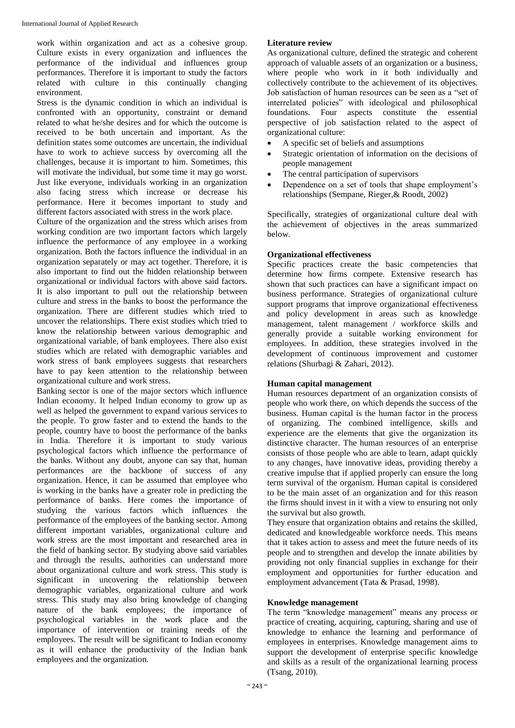work within organization and act as a cohesive group. Culture exists in every organization and influences the performance of the individual and influences group performances. Therefore it is important to study the factors related with culture in this continually changing environment.

Stress is the dynamic condition in which an individual is confronted with an opportunity, constraint or demand related to what he/she desires and for which the outcome is received to be both uncertain and important. As the definition states some outcomes are uncertain, the individual have to work to achieve success by overcoming all the challenges, because it is important to him. Sometimes, this will motivate the individual, but some time it may go worst. Just like everyone, individuals working in an organization also facing stress which increase or decrease his performance. Here it becomes important to study and different factors associated with stress in the work place.

Culture of the organization and the stress which arises from working condition are two important factors which largely influence the performance of any employee in a working organization. Both the factors influence the individual in an organization separately or may act together. Therefore, it is also important to find out the hidden relationship between organizational or individual factors with above said factors. It is also important to pull out the relationship between culture and stress in the banks to boost the performance the organization. There are different studies which tried to uncover the relationships. There exist studies which tried to know the relationship between various demographic and organizational variable, of bank employees. There also exist studies which are related with demographic variables and work stress of bank employees suggests that researchers have to pay keen attention to the relationship between organizational culture and work stress.

Banking sector is one of the major sectors which influence Indian economy. It helped Indian economy to grow up as well as helped the government to expand various services to the people. To grow faster and to extend the hands to the people, country have to boost the performance of the banks in India. Therefore it is important to study various psychological factors which influence the performance of the banks. Without any doubt, anyone can say that, human performances are the backbone of success of any organization. Hence, it can be assumed that employee who is working in the banks have a greater role in predicting the performance of banks. Here comes the importance of studying the various factors which influences the performance of the employees of the banking sector. Among different important variables, organizational culture and work stress are the most important and researched area in the field of banking sector. By studying above said variables and through the results, authorities can understand more about organizational culture and work stress. This study is significant in uncovering the relationship between demographic variables, organizational culture and work stress. This study may also bring knowledge of changing nature of the bank employees; the importance of psychological variables in the work place and the importance of intervention or training needs of the employees. The result will be significant to Indian economy as it will enhance the productivity of the Indian bank employees and the organization.

## Literature review

As organizational culture, defined the strategic and coherent approach of valuable assets of an organization or a business, where people who work in it both individually and collectively contribute to the achievement of its objectives. Job satisfaction of human resources can be seen as a "set of interrelated policies" with ideological and philosophical foundations. Four aspects constitute the essential perspective of job satisfaction related to the aspect of organizational culture:

- A specific set of beliefs and assumptions
- Strategic orientation of information on the decisions of people management
- The central participation of supervisors
- Dependence on a set of tools that shape employment's relationships (Sempane, Rieger,& Roodt, 2002)

Specifically, strategies of organizational culture deal with the achievement of objectives in the areas summarized below.

### Organizational effectiveness

Specific practices create the basic competencies that determine how firms compete. Extensive research has shown that such practices can have a significant impact on business performance. Strategies of organizational culture support programs that improve organizational effectiveness and policy development in areas such as knowledge management, talent management / workforce skills and generally provide a suitable working environment for employees. In addition, these strategies involved in the development of continuous improvement and customer relations (Shurbagi & Zahari, 2012).

### Human capital management

Human resources department of an organization consists of people who work there, on which depends the success of the business. Human capital is the human factor in the process of organizing. The combined intelligence, skills and experience are the elements that give the organization its distinctive character. The human resources of an enterprise consists of those people who are able to learn, adapt quickly to any changes, have innovative ideas, providing thereby a creative impulse that if applied properly can ensure the long term survival of the organism. Human capital is considered to be the main asset of an organization and for this reason the firms should invest in it with a view to ensuring not only the survival but also growth.

They ensure that organization obtains and retains the skilled, dedicated and knowledgeable workforce needs. This means that it takes action to assess and meet the future needs of its people and to strengthen and develop the innate abilities by providing not only financial supplies in exchange for their employment and opportunities for further education and employment advancement (Tata & Prasad, 1998).

### Knowledge management

The term "knowledge management" means any process or practice of creating, acquiring, capturing, sharing and use of knowledge to enhance the learning and performance of employees in enterprises. Knowledge management aims to support the development of enterprise specific knowledge and skills as a result of the organizational learning process (Tsang, 2010).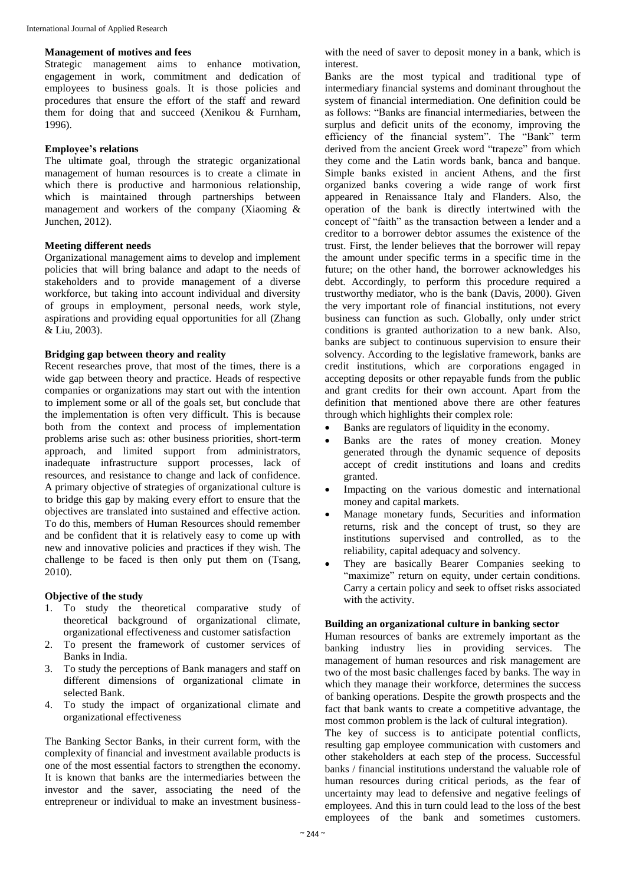### Management of motives and fees

Strategic management aims to enhance motivation, engagement in work, commitment and dedication of employees to business goals. It is those policies and procedures that ensure the effort of the staff and reward them for doing that and succeed (Xenikou & Furnham, 1996).

### Employee's relations

The ultimate goal, through the strategic organizational management of human resources is to create a climate in which there is productive and harmonious relationship, which is maintained through partnerships between management and workers of the company (Xiaoming & Junchen, 2012).

### Meeting different needs

Organizational management aims to develop and implement policies that will bring balance and adapt to the needs of stakeholders and to provide management of a diverse workforce, but taking into account individual and diversity of groups in employment, personal needs, work style, aspirations and providing equal opportunities for all (Zhang & Liu, 2003).

### Bridging gap between theory and reality

Recent researches prove, that most of the times, there is a wide gap between theory and practice. Heads of respective companies or organizations may start out with the intention to implement some or all of the goals set, but conclude that the implementation is often very difficult. This is because both from the context and process of implementation problems arise such as: other business priorities, short-term approach, and limited support from administrators, inadequate infrastructure support processes, lack of resources, and resistance to change and lack of confidence. A primary objective of strategies of organizational culture is to bridge this gap by making every effort to ensure that the objectives are translated into sustained and effective action. To do this, members of Human Resources should remember and be confident that it is relatively easy to come up with new and innovative policies and practices if they wish. The challenge to be faced is then only put them on (Tsang, 2010).

### Objective of the study

1. To study the theoretical comparative study of theoretical background of organizational climate, organizational effectiveness and customer satisfaction
2. To present the framework of customer services of Banks in India.
3. To study the perceptions of Bank managers and staff on different dimensions of organizational climate in selected Bank.
4. To study the impact of organizational climate and organizational effectiveness

The Banking Sector Banks, in their current form, with the complexity of financial and investment available products is one of the most essential factors to strengthen the economy. It is known that banks are the intermediaries between the investor and the saver, associating the need of the entrepreneur or individual to make an investment business-with the need of saver to deposit money in a bank, which is interest.

Banks are the most typical and traditional type of intermediary financial systems and dominant throughout the system of financial intermediation. One definition could be as follows: "Banks are financial intermediaries, between the surplus and deficit units of the economy, improving the efficiency of the financial system". The "Bank" term derived from the ancient Greek word "trapeze" from which they come and the Latin words bank, banca and banque. Simple banks existed in ancient Athens, and the first organized banks covering a wide range of work first appeared in Renaissance Italy and Flanders. Also, the operation of the bank is directly intertwined with the concept of "faith" as the transaction between a lender and a creditor to a borrower debtor assumes the existence of the trust. First, the lender believes that the borrower will repay the amount under specific terms in a specific time in the future; on the other hand, the borrower acknowledges his debt. Accordingly, to perform this procedure required a trustworthy mediator, who is the bank (Davis, 2000). Given the very important role of financial institutions, not every business can function as such. Globally, only under strict conditions is granted authorization to a new bank. Also, banks are subject to continuous supervision to ensure their solvency. According to the legislative framework, banks are credit institutions, which are corporations engaged in accepting deposits or other repayable funds from the public and grant credits for their own account. Apart from the definition that mentioned above there are other features through which highlights their complex role:

- Banks are regulators of liquidity in the economy.
- Banks are the rates of money creation. Money generated through the dynamic sequence of deposits accept of credit institutions and loans and credits granted.
- Impacting on the various domestic and international money and capital markets.
- Manage monetary funds, Securities and information returns, risk and the concept of trust, so they are institutions supervised and controlled, as to the reliability, capital adequacy and solvency.
- They are basically Bearer Companies seeking to "maximize" return on equity, under certain conditions. Carry a certain policy and seek to offset risks associated with the activity.

### Building an organizational culture in banking sector

Human resources of banks are extremely important as the banking industry lies in providing services. The management of human resources and risk management are two of the most basic challenges faced by banks. The way in which they manage their workforce, determines the success of banking operations. Despite the growth prospects and the fact that bank wants to create a competitive advantage, the most common problem is the lack of cultural integration).

The key of success is to anticipate potential conflicts, resulting gap employee communication with customers and other stakeholders at each step of the process. Successful banks / financial institutions understand the valuable role of human resources during critical periods, as the fear of uncertainty may lead to defensive and negative feelings of employees. And this in turn could lead to the loss of the best employees of the bank and sometimes customers.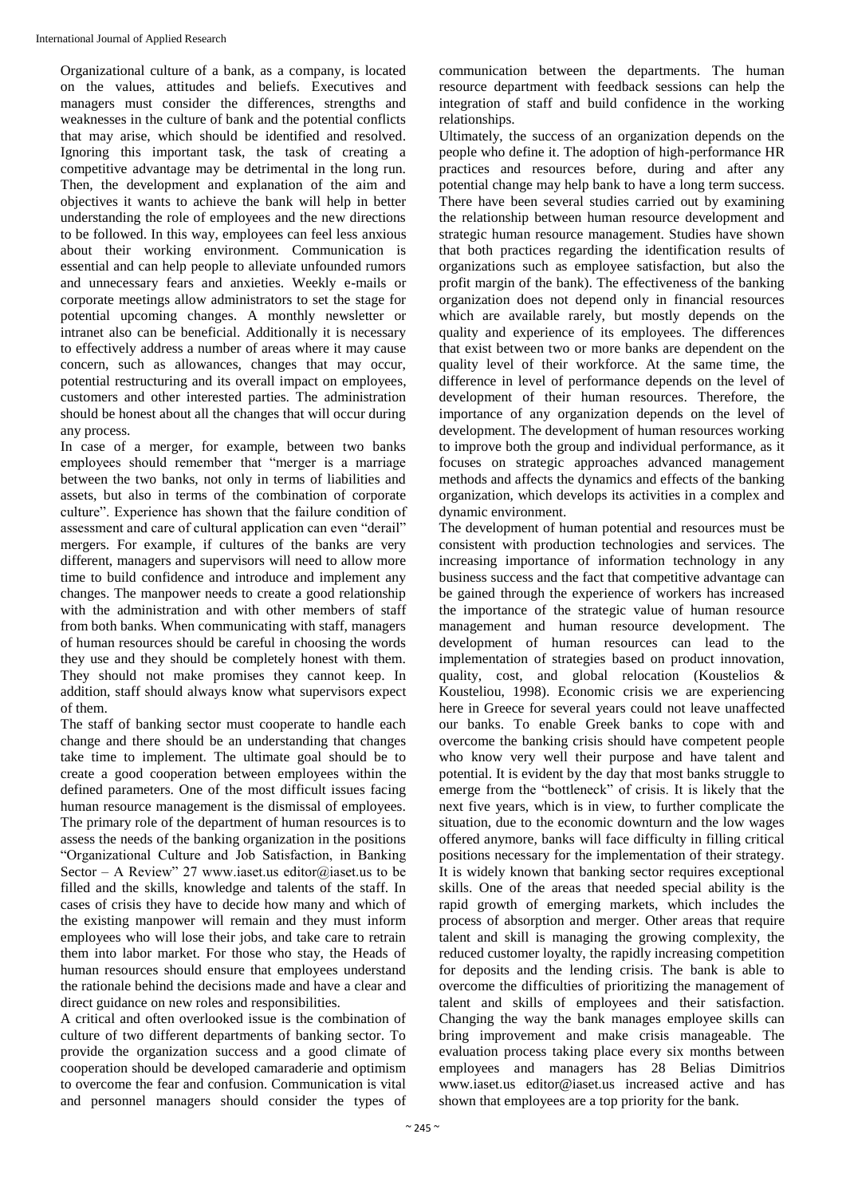Organizational culture of a bank, as a company, is located on the values, attitudes and beliefs. Executives and managers must consider the differences, strengths and weaknesses in the culture of bank and the potential conflicts that may arise, which should be identified and resolved. Ignoring this important task, the task of creating a competitive advantage may be detrimental in the long run. Then, the development and explanation of the aim and objectives it wants to achieve the bank will help in better understanding the role of employees and the new directions to be followed. In this way, employees can feel less anxious about their working environment. Communication is essential and can help people to alleviate unfounded rumors and unnecessary fears and anxieties. Weekly e-mails or corporate meetings allow administrators to set the stage for potential upcoming changes. A monthly newsletter or intranet also can be beneficial. Additionally it is necessary to effectively address a number of areas where it may cause concern, such as allowances, changes that may occur, potential restructuring and its overall impact on employees, customers and other interested parties. The administration should be honest about all the changes that will occur during any process.

In case of a merger, for example, between two banks employees should remember that "merger is a marriage between the two banks, not only in terms of liabilities and assets, but also in terms of the combination of corporate culture". Experience has shown that the failure condition of assessment and care of cultural application can even "derail" mergers. For example, if cultures of the banks are very different, managers and supervisors will need to allow more time to build confidence and introduce and implement any changes. The manpower needs to create a good relationship with the administration and with other members of staff from both banks. When communicating with staff, managers of human resources should be careful in choosing the words they use and they should be completely honest with them. They should not make promises they cannot keep. In addition, staff should always know what supervisors expect of them.

The staff of banking sector must cooperate to handle each change and there should be an understanding that changes take time to implement. The ultimate goal should be to create a good cooperation between employees within the defined parameters. One of the most difficult issues facing human resource management is the dismissal of employees. The primary role of the department of human resources is to assess the needs of the banking organization in the positions "Organizational Culture and Job Satisfaction, in Banking Sector – A Review" 27 www.iaset.us editor@iaset.us to be filled and the skills, knowledge and talents of the staff. In cases of crisis they have to decide how many and which of the existing manpower will remain and they must inform employees who will lose their jobs, and take care to retrain them into labor market. For those who stay, the Heads of human resources should ensure that employees understand the rationale behind the decisions made and have a clear and direct guidance on new roles and responsibilities.

A critical and often overlooked issue is the combination of culture of two different departments of banking sector. To provide the organization success and a good climate of cooperation should be developed camaraderie and optimism to overcome the fear and confusion. Communication is vital and personnel managers should consider the types of communication between the departments. The human resource department with feedback sessions can help the integration of staff and build confidence in the working relationships.

Ultimately, the success of an organization depends on the people who define it. The adoption of high-performance HR practices and resources before, during and after any potential change may help bank to have a long term success. There have been several studies carried out by examining the relationship between human resource development and strategic human resource management. Studies have shown that both practices regarding the identification results of organizations such as employee satisfaction, but also the profit margin of the bank). The effectiveness of the banking organization does not depend only in financial resources which are available rarely, but mostly depends on the quality and experience of its employees. The differences that exist between two or more banks are dependent on the quality level of their workforce. At the same time, the difference in level of performance depends on the level of development of their human resources. Therefore, the importance of any organization depends on the level of development. The development of human resources working to improve both the group and individual performance, as it focuses on strategic approaches advanced management methods and affects the dynamics and effects of the banking organization, which develops its activities in a complex and dynamic environment.

The development of human potential and resources must be consistent with production technologies and services. The increasing importance of information technology in any business success and the fact that competitive advantage can be gained through the experience of workers has increased the importance of the strategic value of human resource management and human resource development. The development of human resources can lead to the implementation of strategies based on product innovation, quality, cost, and global relocation (Koustelios & Kousteliou, 1998). Economic crisis we are experiencing here in Greece for several years could not leave unaffected our banks. To enable Greek banks to cope with and overcome the banking crisis should have competent people who know very well their purpose and have talent and potential. It is evident by the day that most banks struggle to emerge from the "bottleneck" of crisis. It is likely that the next five years, which is in view, to further complicate the situation, due to the economic downturn and the low wages offered anymore, banks will face difficulty in filling critical positions necessary for the implementation of their strategy. It is widely known that banking sector requires exceptional skills. One of the areas that needed special ability is the rapid growth of emerging markets, which includes the process of absorption and merger. Other areas that require talent and skill is managing the growing complexity, the reduced customer loyalty, the rapidly increasing competition for deposits and the lending crisis. The bank is able to overcome the difficulties of prioritizing the management of talent and skills of employees and their satisfaction. Changing the way the bank manages employee skills can bring improvement and make crisis manageable. The evaluation process taking place every six months between employees and managers has 28 Belias Dimitrios www.iaset.us editor@iaset.us increased active and has shown that employees are a top priority for the bank.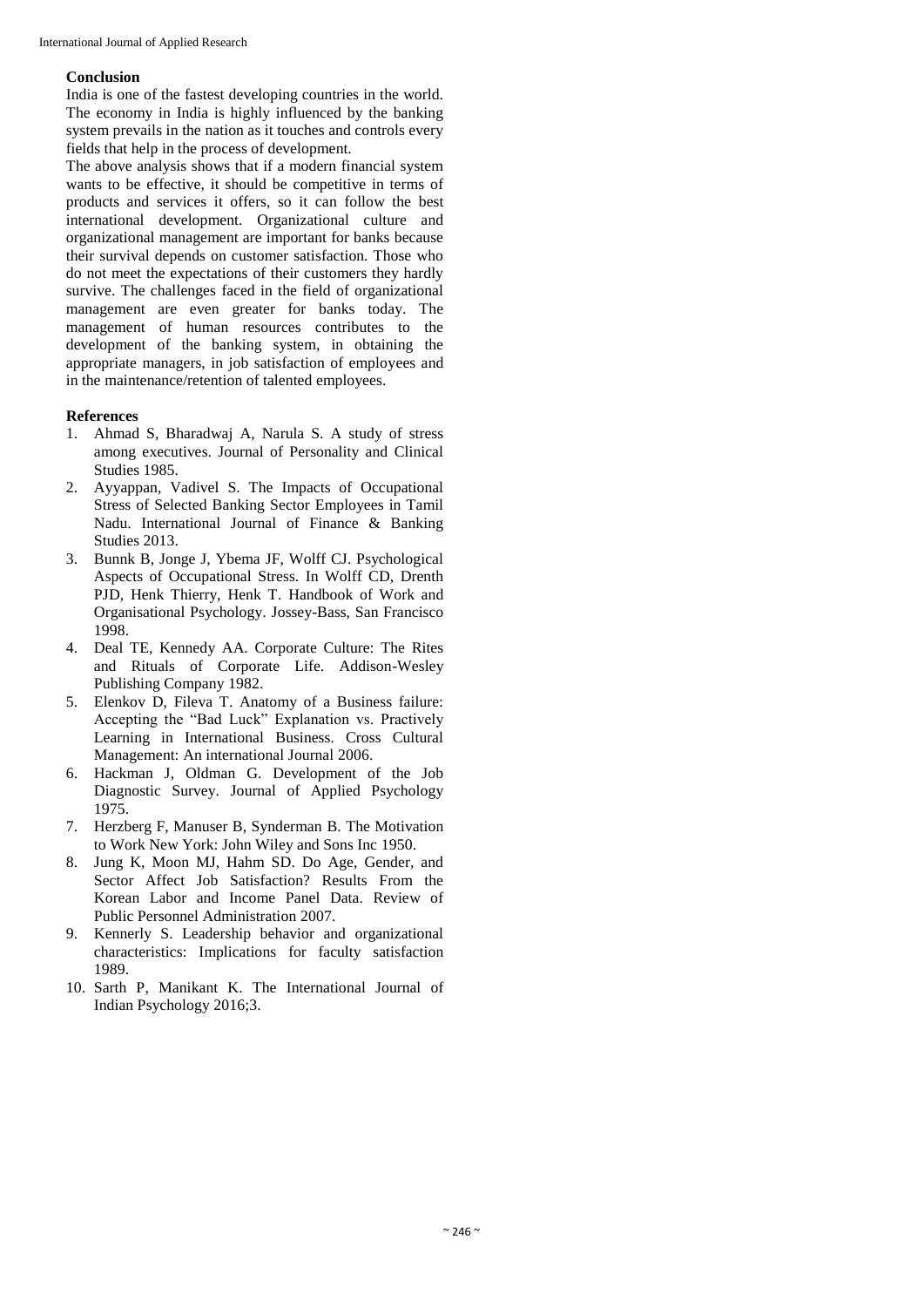## Conclusion

India is one of the fastest developing countries in the world. The economy in India is highly influenced by the banking system prevails in the nation as it touches and controls every fields that help in the process of development.

The above analysis shows that if a modern financial system wants to be effective, it should be competitive in terms of products and services it offers, so it can follow the best international development. Organizational culture and organizational management are important for banks because their survival depends on customer satisfaction. Those who do not meet the expectations of their customers they hardly survive. The challenges faced in the field of organizational management are even greater for banks today. The management of human resources contributes to the development of the banking system, in obtaining the appropriate managers, in job satisfaction of employees and in the maintenance/retention of talented employees.

## References

1. Ahmad S, Bharadwaj A, Narula S. A study of stress among executives. Journal of Personality and Clinical Studies 1985.
2. Ayyappan, Vadivel S. The Impacts of Occupational Stress of Selected Banking Sector Employees in Tamil Nadu. International Journal of Finance & Banking Studies 2013.
3. Bunnk B, Jonge J, Ybema JF, Wolff CJ. Psychological Aspects of Occupational Stress. In Wolff CD, Drenth PJD, Henk Thierry, Henk T. Handbook of Work and Organisational Psychology. Jossey-Bass, San Francisco 1998.
4. Deal TE, Kennedy AA. Corporate Culture: The Rites and Rituals of Corporate Life. Addison-Wesley Publishing Company 1982.
5. Elenkov D, Fileva T. Anatomy of a Business failure: Accepting the "Bad Luck" Explanation vs. Practively Learning in International Business. Cross Cultural Management: An international Journal 2006.
6. Hackman J, Oldman G. Development of the Job Diagnostic Survey. Journal of Applied Psychology 1975.
7. Herzberg F, Manuser B, Synderman B. The Motivation to Work New York: John Wiley and Sons Inc 1950.
8. Jung K, Moon MJ, Hahm SD. Do Age, Gender, and Sector Affect Job Satisfaction? Results From the Korean Labor and Income Panel Data. Review of Public Personnel Administration 2007.
9. Kennerly S. Leadership behavior and organizational characteristics: Implications for faculty satisfaction 1989.
10. Sarth P, Manikant K. The International Journal of Indian Psychology 2016;3.